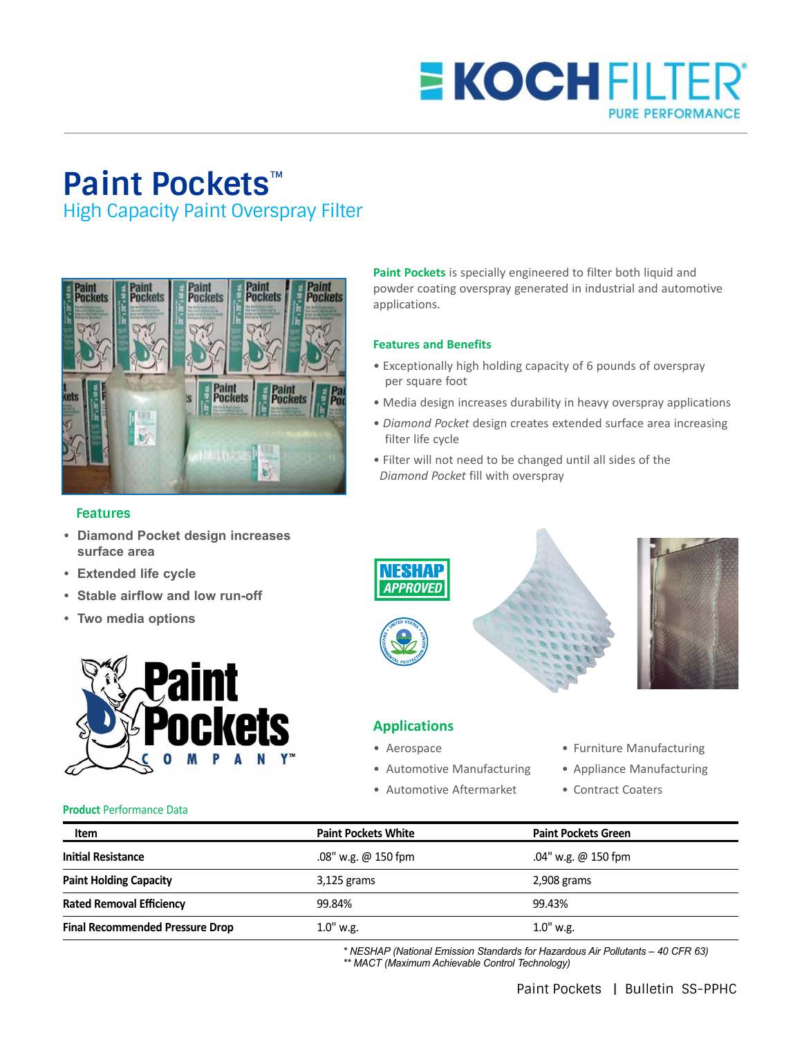# Paint Pockets™

## High Capacity Paint Overspray Filter

**Paint Pockets** is specially engineered to filter both liquid and powder coating overspray generated in industrial and automotive applications.

### Features and Benefits

- Exceptionally high holding capacity of 6 pounds of overspray per square foot
- Media design increases durability in heavy overspray applications
- *Diamond Pocket* design creates extended surface area increasing filter life cycle
- Filter will not need to be changed until all sides of the *Diamond Pocket* fill with overspray

### Features

- **Diamond Pocket design increases surface area**
- **Extended life cycle**
- **Stable airflow and low run-off**
- **Two media options**

NESHAP APPROVED

### Applications

- Aerospace
- Automotive Manufacturing
- Automotive Aftermarket
- Furniture Manufacturing
- Appliance Manufacturing
- Contract Coaters

**Product** Performance Data

| Item | Paint Pockets White | Paint Pockets Green |
| --- | --- | --- |
| **Initial Resistance** | .08" w.g. @ 150 fpm | .04" w.g. @ 150 fpm |
| **Paint Holding Capacity** | 3,125 grams | 2,908 grams |
| **Rated Removal Efficiency** | 99.84% | 99.43% |
| **Final Recommended Pressure Drop** | 1.0" w.g. | 1.0" w.g. |

*\* NESHAP (National Emission Standards for Hazardous Air Pollutants – 40 CFR 63)*
*\*\* MACT (Maximum Achievable Control Technology)*

Paint Pockets | Bulletin SS-PPHC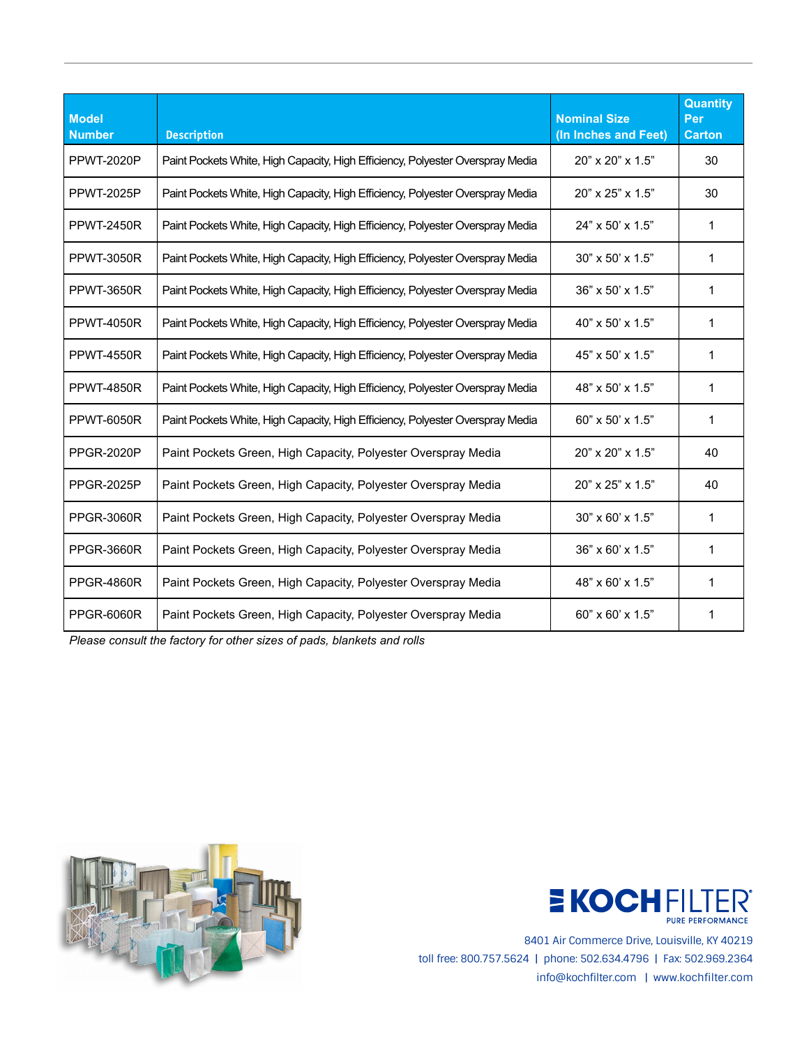| Model Number | Description | Nominal Size (In Inches and Feet) | Quantity Per Carton |
|---|---|---|---|
| PPWT-2020P | Paint Pockets White, High Capacity, High Efficiency, Polyester Overspray Media | 20" x 20" x 1.5" | 30 |
| PPWT-2025P | Paint Pockets White, High Capacity, High Efficiency, Polyester Overspray Media | 20" x 25" x 1.5" | 30 |
| PPWT-2450R | Paint Pockets White, High Capacity, High Efficiency, Polyester Overspray Media | 24" x 50' x 1.5" | 1 |
| PPWT-3050R | Paint Pockets White, High Capacity, High Efficiency, Polyester Overspray Media | 30" x 50' x 1.5" | 1 |
| PPWT-3650R | Paint Pockets White, High Capacity, High Efficiency, Polyester Overspray Media | 36" x 50' x 1.5" | 1 |
| PPWT-4050R | Paint Pockets White, High Capacity, High Efficiency, Polyester Overspray Media | 40" x 50' x 1.5" | 1 |
| PPWT-4550R | Paint Pockets White, High Capacity, High Efficiency, Polyester Overspray Media | 45" x 50' x 1.5" | 1 |
| PPWT-4850R | Paint Pockets White, High Capacity, High Efficiency, Polyester Overspray Media | 48" x 50' x 1.5" | 1 |
| PPWT-6050R | Paint Pockets White, High Capacity, High Efficiency, Polyester Overspray Media | 60" x 50' x 1.5" | 1 |
| PPGR-2020P | Paint Pockets Green, High Capacity, Polyester Overspray Media | 20" x 20" x 1.5" | 40 |
| PPGR-2025P | Paint Pockets Green, High Capacity, Polyester Overspray Media | 20" x 25" x 1.5" | 40 |
| PPGR-3060R | Paint Pockets Green, High Capacity, Polyester Overspray Media | 30" x 60' x 1.5" | 1 |
| PPGR-3660R | Paint Pockets Green, High Capacity, Polyester Overspray Media | 36" x 60' x 1.5" | 1 |
| PPGR-4860R | Paint Pockets Green, High Capacity, Polyester Overspray Media | 48" x 60' x 1.5" | 1 |
| PPGR-6060R | Paint Pockets Green, High Capacity, Polyester Overspray Media | 60" x 60' x 1.5" | 1 |

*Please consult the factory for other sizes of pads, blankets and rolls*

KOCHFILTER®
PURE PERFORMANCE

8401 Air Commerce Drive, Louisville, KY 40219
toll free: 800.757.5624 | phone: 502.634.4796 | Fax: 502.969.2364
info@kochfilter.com | www.kochfilter.com